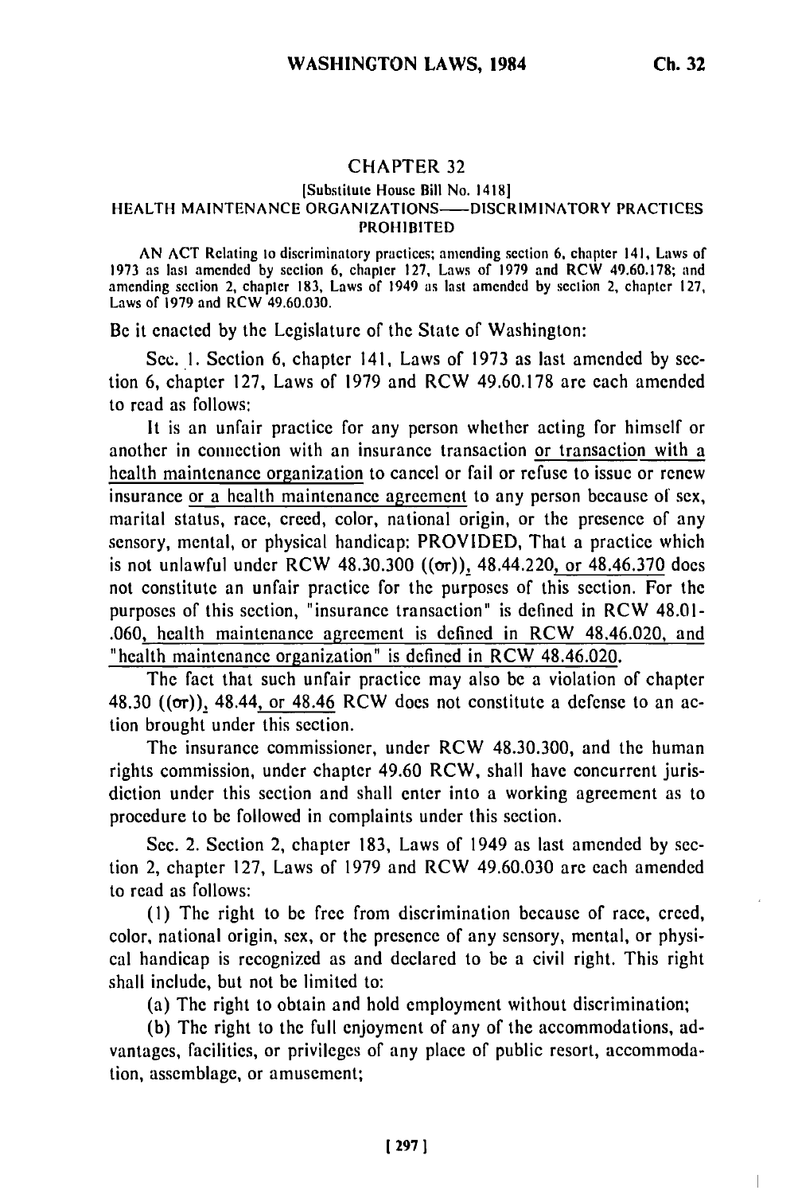## CHAPTER 32

[Substitute House Bill No. 1418]

### HEALTH MAINTENANCE ORGANIZATIONS—DISCRIMINATORY PRACTICES PROHIBITED

AN ACT Relating to discriminatory practices; amending section 6, chapter 141, Laws of 1973 as last amended by section 6, chapter 127, Laws of 1979 and RCW 49.60.178; and amending section 2, chapter 183, Laws of 1949 as last amended by section 2, chapter 127, Laws of 1979 and RCW 49.60.030.

Be it enacted by the Legislature of the State of Washington:

Sec. 1. Section 6, chapter 141, Laws of 1973 as last amended by section 6, chapter 127, Laws of 1979 and RCW 49.60.178 are each amended to read as follows:

It is an unfair practice for any person whether acting for himself or another in connection with an insurance transaction or transaction with a health maintenance organization to cancel or fail or refuse to issue or renew insurance or a health maintenance agreement to any person because of sex, marital status, race, creed, color, national origin, or the presence of any sensory, mental, or physical handicap: PROVIDED, That a practice which is not unlawful under RCW 48.30.300 ((or)), 48.44.220, or 48.46.370 does not constitute an unfair practice for the purposes of this section. For the purposes of this section, "insurance transaction" is defined in RCW 48.01-.060, health maintenance agreement is defined in RCW 48.46.020, and "health maintenance organization" is defined in RCW 48.46.020.

The fact that such unfair practice may also be a violation of chapter 48.30 ((or)), 48.44, or 48.46 RCW does not constitute a defense to an action brought under this section.

The insurance commissioner, under RCW 48.30.300, and the human rights commission, under chapter 49.60 RCW, shall have concurrent jurisdiction under this section and shall enter into a working agreement as to procedure to be followed in complaints under this section.

Sec. 2. Section 2, chapter 183, Laws of 1949 as last amended by section 2, chapter 127, Laws of 1979 and RCW 49.60.030 are each amended to read as follows:

(1) The right to be free from discrimination because of race, creed, color, national origin, sex, or the presence of any sensory, mental, or physical handicap is recognized as and declared to be a civil right. This right shall include, but not be limited to:

(a) The right to obtain and hold employment without discrimination;

(b) The right to the full enjoyment of any of the accommodations, advantages, facilities, or privileges of any place of public resort, accommodation, assemblage, or amusement;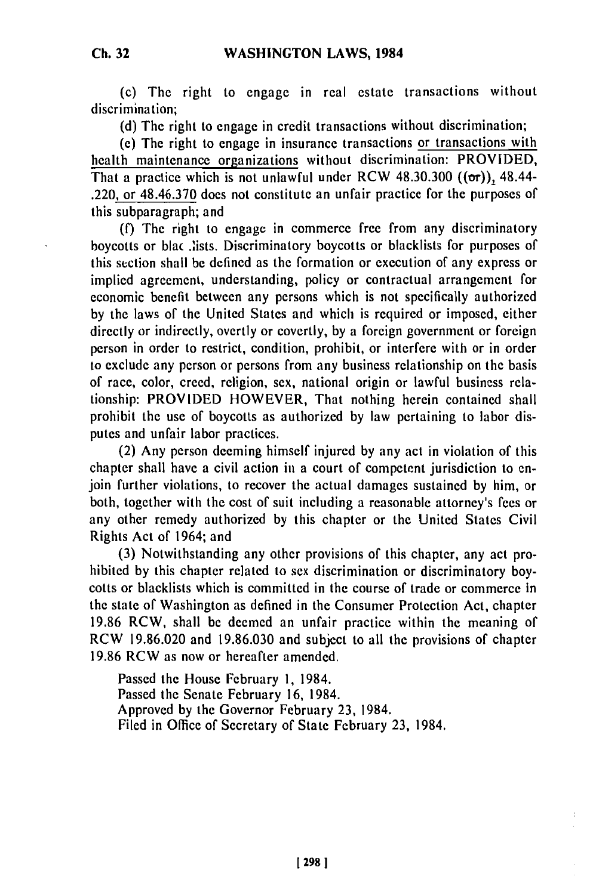(c) The right to engage in real estate transactions without discrimination;

(d) The right to engage in credit transactions without discrimination;

(e) The right to engage in insurance transactions or transactions with health maintenance organizations without discrimination: PROVIDED, That a practice which is not unlawful under RCW 48.30.300 ((or)), 48.44-.220, or 48.46.370 does not constitute an unfair practice for the purposes of this subparagraph; and

(f) The right to engage in commerce free from any discriminatory boycotts or blacklists. Discriminatory boycotts or blacklists for purposes of this section shall be defined as the formation or execution of any express or implied agreement, understanding, policy or contractual arrangement for economic benefit between any persons which is not specifically authorized by the laws of the United States and which is required or imposed, either directly or indirectly, overtly or covertly, by a foreign government or foreign person in order to restrict, condition, prohibit, or interfere with or in order to exclude any person or persons from any business relationship on the basis of race, color, creed, religion, sex, national origin or lawful business relationship: PROVIDED HOWEVER, That nothing herein contained shall prohibit the use of boycotts as authorized by law pertaining to labor disputes and unfair labor practices.

(2) Any person deeming himself injured by any act in violation of this chapter shall have a civil action in a court of competent jurisdiction to enjoin further violations, to recover the actual damages sustained by him, or both, together with the cost of suit including a reasonable attorney's fees or any other remedy authorized by this chapter or the United States Civil Rights Act of 1964; and

(3) Notwithstanding any other provisions of this chapter, any act prohibited by this chapter related to sex discrimination or discriminatory boycotts or blacklists which is committed in the course of trade or commerce in the state of Washington as defined in the Consumer Protection Act, chapter 19.86 RCW, shall be deemed an unfair practice within the meaning of RCW 19.86.020 and 19.86.030 and subject to all the provisions of chapter 19.86 RCW as now or hereafter amended.

Passed the House February 1, 1984.
Passed the Senate February 16, 1984.
Approved by the Governor February 23, 1984.
Filed in Office of Secretary of State February 23, 1984.